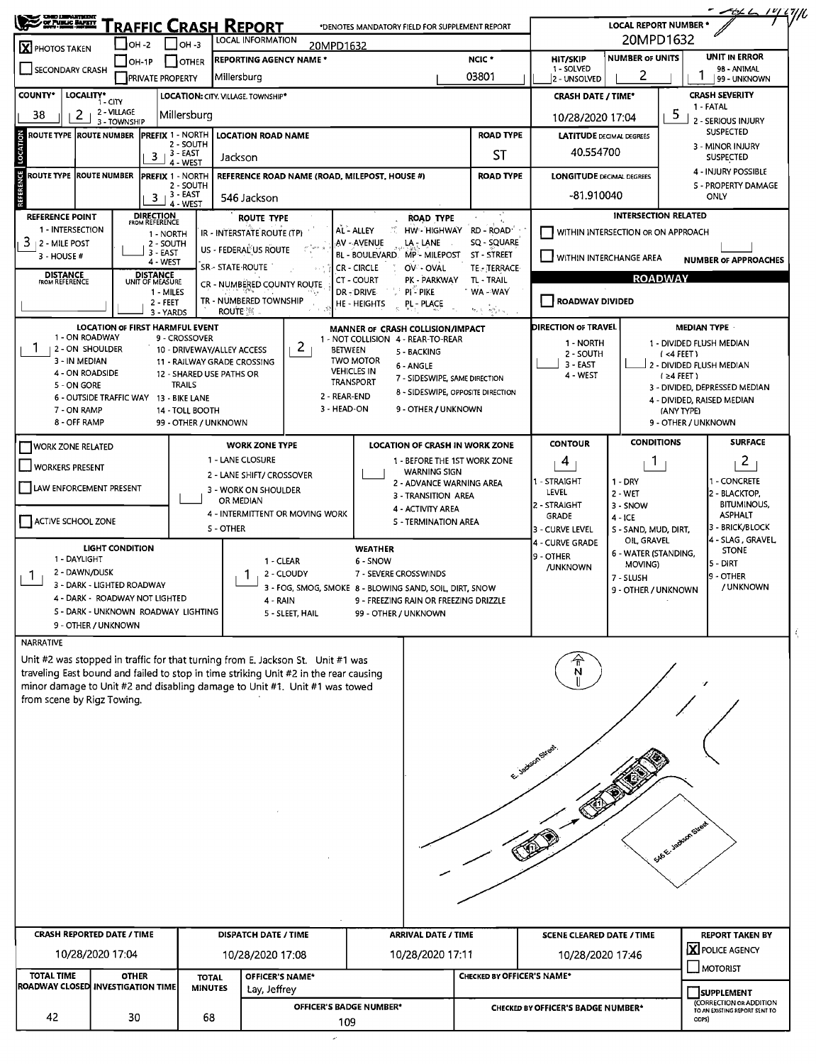# Traffic Crash Report

OHIO DEPARTMENT OF PUBLIC SAFETY

*DENOTES MANDATORY FIELD FOR SUPPLEMENT REPORT

| Field | Value |
|---|---|
| LOCAL REPORT NUMBER * | 20MPD1632 |
| LOCAL INFORMATION | 20MPD1632 |
| PHOTOS TAKEN | X |
| REPORTING AGENCY NAME * | Millersburg |
| NCIC * | 03801 |
| HIT/SKIP (1 - SOLVED, 2 - UNSOLVED) | |
| NUMBER OF UNITS | 2 |
| UNIT IN ERROR (98 - ANIMAL, 99 - UNKNOWN) | 1 |
| COUNTY* | 38 |
| LOCALITY* (1 - CITY, 2 - VILLAGE, 3 - TOWNSHIP) | 2 |
| LOCATION: CITY, VILLAGE, TOWNSHIP* | Millersburg |
| CRASH DATE / TIME* | 10/28/2020 17:04 |
| CRASH SEVERITY (1 - FATAL, 2 - SERIOUS INJURY SUSPECTED, 3 - MINOR INJURY SUSPECTED, 4 - INJURY POSSIBLE, 5 - PROPERTY DAMAGE ONLY) | 5 |

## Location

| ROUTE TYPE | ROUTE NUMBER | PREFIX (1 - NORTH, 2 - SOUTH, 3 - EAST, 4 - WEST) | LOCATION ROAD NAME | ROAD TYPE |
|---|---|---|---|---|
| | | 3 | Jackson | ST |

LATITUDE DECIMAL DEGREES: 40.554700

## Reference

| ROUTE TYPE | ROUTE NUMBER | PREFIX | REFERENCE ROAD NAME (ROAD, MILEPOST, HOUSE #) | ROAD TYPE |
|---|---|---|---|---|
| | | 3 | 546 Jackson | |

LONGITUDE DECIMAL DEGREES: -81.910040

REFERENCE POINT (1 - INTERSECTION, 2 - MILE POST, 3 - HOUSE #): 3

DIRECTION FROM REFERENCE: 

DISTANCE FROM REFERENCE: 

DISTANCE UNIT OF MEASURE (1 - MILES, 2 - FEET, 3 - YARDS): 

ROUTE TYPE: IR - INTERSTATE ROUTE (TP), US - FEDERAL US ROUTE, SR - STATE ROUTE, CR - NUMBERED COUNTY ROUTE, TR - NUMBERED TOWNSHIP ROUTE

ROAD TYPE: AL - ALLEY, AV - AVENUE, BL - BOULEVARD, CR - CIRCLE, CT - COURT, DR - DRIVE, HE - HEIGHTS, HW - HIGHWAY, LA - LANE, MP - MILEPOST, OV - OVAL, PK - PARKWAY, PI - PIKE, PL - PLACE, RD - ROAD, SQ - SQUARE, ST - STREET, TE - TERRACE, TL - TRAIL, WA - WAY

## Intersection Related

- [ ] WITHIN INTERSECTION OR ON APPROACH
- [ ] WITHIN INTERCHANGE AREA

NUMBER OF APPROACHES: 

## Roadway

- [ ] ROADWAY DIVIDED

LOCATION OF FIRST HARMFUL EVENT: 1

(1 - ON ROADWAY, 2 - ON SHOULDER, 3 - IN MEDIAN, 4 - ON ROADSIDE, 5 - ON GORE, 6 - OUTSIDE TRAFFIC WAY, 7 - ON RAMP, 8 - OFF RAMP, 9 - CROSSOVER, 10 - DRIVEWAY/ALLEY ACCESS, 11 - RAILWAY GRADE CROSSING, 12 - SHARED USE PATHS OR TRAILS, 13 - BIKE LANE, 14 - TOLL BOOTH, 99 - OTHER / UNKNOWN)

MANNER OF CRASH COLLISION/IMPACT: 2

(1 - NOT COLLISION BETWEEN TWO MOTOR VEHICLES IN TRANSPORT, 2 - REAR-END, 3 - HEAD-ON, 4 - REAR-TO-REAR, 5 - BACKING, 6 - ANGLE, 7 - SIDESWIPE, SAME DIRECTION, 8 - SIDESWIPE, OPPOSITE DIRECTION, 9 - OTHER / UNKNOWN)

DIRECTION OF TRAVEL (1 - NORTH, 2 - SOUTH, 3 - EAST, 4 - WEST): 

MEDIAN TYPE: (1 - DIVIDED FLUSH MEDIAN (<4 FEET), 2 - DIVIDED FLUSH MEDIAN (≥4 FEET), 3 - DIVIDED, DEPRESSED MEDIAN, 4 - DIVIDED, RAISED MEDIAN (ANY TYPE), 9 - OTHER / UNKNOWN)

## Work Zone

- [ ] WORK ZONE RELATED
- [ ] WORKERS PRESENT
- [ ] LAW ENFORCEMENT PRESENT
- [ ] ACTIVE SCHOOL ZONE

WORK ZONE TYPE: (1 - LANE CLOSURE, 2 - LANE SHIFT/ CROSSOVER, 3 - WORK ON SHOULDER OR MEDIAN, 4 - INTERMITTENT OR MOVING WORK, 5 - OTHER)

LOCATION OF CRASH IN WORK ZONE: (1 - BEFORE THE 1ST WORK ZONE WARNING SIGN, 2 - ADVANCE WARNING AREA, 3 - TRANSITION AREA, 4 - ACTIVITY AREA, 5 - TERMINATION AREA)

| CONTOUR | CONDITIONS | SURFACE |
|---|---|---|
| 4 | 1 | 2 |

CONTOUR: 1 - STRAIGHT LEVEL, 2 - STRAIGHT GRADE, 3 - CURVE LEVEL, 4 - CURVE GRADE, 9 - OTHER /UNKNOWN

CONDITIONS: 1 - DRY, 2 - WET, 3 - SNOW, 4 - ICE, 5 - SAND, MUD, DIRT, OIL, GRAVEL, 6 - WATER (STANDING, MOVING), 7 - SLUSH, 9 - OTHER / UNKNOWN

SURFACE: 1 - CONCRETE, 2 - BLACKTOP, BITUMINOUS, ASPHALT, 3 - BRICK/BLOCK, 4 - SLAG, GRAVEL, STONE, 5 - DIRT, 9 - OTHER / UNKNOWN

LIGHT CONDITION: 1

(1 - DAYLIGHT, 2 - DAWN/DUSK, 3 - DARK - LIGHTED ROADWAY, 4 - DARK - ROADWAY NOT LIGHTED, 5 - DARK - UNKNOWN ROADWAY LIGHTING, 9 - OTHER / UNKNOWN)

WEATHER: 1

(1 - CLEAR, 2 - CLOUDY, 3 - FOG, SMOG, SMOKE, 4 - RAIN, 5 - SLEET, HAIL, 6 - SNOW, 7 - SEVERE CROSSWINDS, 8 - BLOWING SAND, SOIL, DIRT, SNOW, 9 - FREEZING RAIN OR FREEZING DRIZZLE, 99 - OTHER / UNKNOWN)

## Narrative

Unit #2 was stopped in traffic for that turning from E. Jackson St. Unit #1 was traveling East bound and failed to stop in time striking Unit #2 in the rear causing minor damage to Unit #2 and disabling damage to Unit #1. Unit #1 was towed from scene by Rigz Towing.

(Diagram labels: N, E. Jackson Street, 546 E. Jackson Street, 1, 2)

| CRASH REPORTED DATE / TIME | DISPATCH DATE / TIME | ARRIVAL DATE / TIME | SCENE CLEARED DATE / TIME | REPORT TAKEN BY |
|---|---|---|---|---|
| 10/28/2020 17:04 | 10/28/2020 17:08 | 10/28/2020 17:11 | 10/28/2020 17:46 | [X] POLICE AGENCY [ ] MOTORIST |

| TOTAL TIME ROADWAY CLOSED | OTHER INVESTIGATION TIME | TOTAL MINUTES | OFFICER'S NAME* | CHECKED BY OFFICER'S NAME* |
|---|---|---|---|---|
| 42 | 30 | 68 | Lay, Jeffrey | |

OFFICER'S BADGE NUMBER*: 109

CHECKED BY OFFICER'S BADGE NUMBER*: 

- [ ] SUPPLEMENT (CORRECTION OR ADDITION TO AN EXISTING REPORT SENT TO ODPS)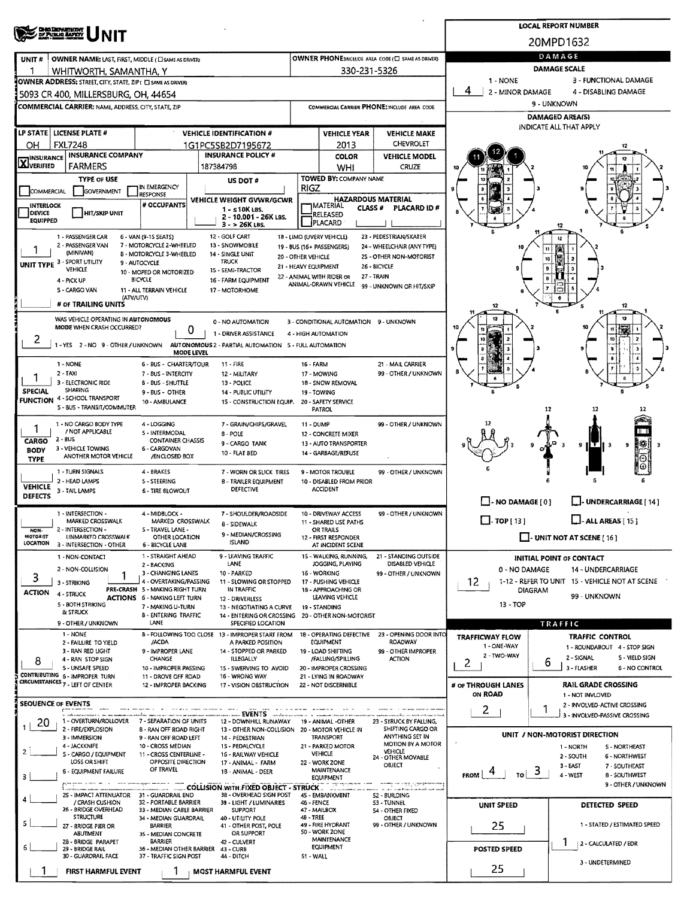# UNIT

**LOCAL REPORT NUMBER:** 20MPD1632

| UNIT # | OWNER NAME: LAST, FIRST, MIDDLE ( ☐ SAME AS DRIVER) | OWNER PHONE: INCLUDE AREA CODE ( ☐ SAME AS DRIVER) |
|---|---|---|
| 1 | WHITWORTH, SAMANTHA, Y | 330-231-5326 |

**OWNER ADDRESS:** STREET, CITY, STATE, ZIP ( ☐ SAME AS DRIVER)
5093 CR 400, MILLERSBURG, OH, 44654

**COMMERCIAL CARRIER:** NAME, ADDRESS, CITY, STATE, ZIP

**COMMERCIAL CARRIER PHONE:** INCLUDE AREA CODE

| LP STATE | LICENSE PLATE # | VEHICLE IDENTIFICATION # | VEHICLE YEAR | VEHICLE MAKE |
|---|---|---|---|---|
| OH | FXL7248 | 1G1PC5SB2D7195672 | 2013 | CHEVROLET |

| ☒ INSURANCE VERIFIED | INSURANCE COMPANY | INSURANCE POLICY # | COLOR | VEHICLE MODEL |
|---|---|---|---|---|
| | FARMERS | 187384798 | WHI | CRUZE |

**TYPE OF USE:** ☐ COMMERCIAL ☐ GOVERNMENT ☐ IN EMERGENCY RESPONSE

**US DOT #:**

**TOWED BY:** COMPANY NAME: RIGZ

☐ INTERLOCK DEVICE EQUIPPED ☐ HIT/SKIP UNIT

**# OCCUPANTS:**

**VEHICLE WEIGHT GVWR/GCWR:** 1 - ≤10K LBS. 2 - 10,001 - 26K LBS. 3 - > 26K LBS.

**HAZARDOUS MATERIAL:** ☐ MATERIAL RELEASED ☐ PLACARD — CLASS # — PLACARD ID #

**UNIT TYPE:** 1
1 - PASSENGER CAR; 2 - PASSENGER VAN (MINIVAN); 3 - SPORT UTILITY VEHICLE; 4 - PICK UP; 5 - CARGO VAN; 6 - VAN (9-15 SEATS); 7 - MOTORCYCLE 2-WHEELED; 8 - MOTORCYCLE 3-WHEELED; 9 - AUTOCYCLE; 10 - MOPED OR MOTORIZED BICYCLE; 11 - ALL TERRAIN VEHICLE (ATV/UTV); 12 - GOLF CART; 13 - SNOWMOBILE; 14 - SINGLE UNIT TRUCK; 15 - SEMI-TRACTOR; 16 - FARM EQUIPMENT; 17 - MOTORHOME; 18 - LIMO (LIVERY VEHICLE); 19 - BUS (16+ PASSENGERS); 20 - OTHER VEHICLE; 21 - HEAVY EQUIPMENT; 22 - ANIMAL WITH RIDER OR ANIMAL-DRAWN VEHICLE; 23 - PEDESTRIAN/SKATER; 24 - WHEELCHAIR (ANY TYPE); 25 - OTHER NON-MOTORIST; 26 - BICYCLE; 27 - TRAIN; 99 - UNKNOWN OR HIT/SKIP

**# OF TRAILING UNITS:**

**WAS VEHICLE OPERATING IN AUTONOMOUS MODE WHEN CRASH OCCURRED?** 2
1 - YES 2 - NO 9 - OTHER / UNKNOWN

**AUTONOMOUS MODE LEVEL:** 0
0 - NO AUTOMATION; 1 - DRIVER ASSISTANCE; 2 - PARTIAL AUTOMATION; 3 - CONDITIONAL AUTOMATION; 4 - HIGH AUTOMATION; 5 - FULL AUTOMATION; 9 - UNKNOWN

**SPECIAL FUNCTION:** 1
1 - NONE; 2 - TAXI; 3 - ELECTRONIC RIDE SHARING; 4 - SCHOOL TRANSPORT; 5 - BUS - TRANSIT/COMMUTER; 6 - BUS - CHARTER/TOUR; 7 - BUS - INTERCITY; 8 - BUS - SHUTTLE; 9 - BUS - OTHER; 10 - AMBULANCE; 11 - FIRE; 12 - MILITARY; 13 - POLICE; 14 - PUBLIC UTILITY; 15 - CONSTRUCTION EQUIP.; 16 - FARM; 17 - MOWING; 18 - SNOW REMOVAL; 19 - TOWING; 20 - SAFETY SERVICE PATROL; 21 - MAIL CARRIER; 99 - OTHER / UNKNOWN

**CARGO BODY TYPE:** 1
1 - NO CARGO BODY TYPE / NOT APPLICABLE; 2 - BUS; 3 - VEHICLE TOWING ANOTHER MOTOR VEHICLE; 4 - LOGGING; 5 - INTERMODAL CONTAINER CHASSIS; 6 - CARGOVAN /ENCLOSED BOX; 7 - GRAIN/CHIPS/GRAVEL; 8 - POLE; 9 - CARGO TANK; 10 - FLAT BED; 11 - DUMP; 12 - CONCRETE MIXER; 13 - AUTO TRANSPORTER; 14 - GARBAGE/REFUSE; 99 - OTHER / UNKNOWN

**VEHICLE DEFECTS:**
1 - TURN SIGNALS; 2 - HEAD LAMPS; 3 - TAIL LAMPS; 4 - BRAKES; 5 - STEERING; 6 - TIRE BLOWOUT; 7 - WORN OR SLICK TIRES; 8 - TRAILER EQUIPMENT DEFECTIVE; 9 - MOTOR TROUBLE; 10 - DISABLED FROM PRIOR ACCIDENT; 99 - OTHER / UNKNOWN

**NON-MOTORIST LOCATION:**
1 - INTERSECTION - MARKED CROSSWALK; 2 - INTERSECTION - UNMARKED CROSSWALK; 3 - INTERSECTION - OTHER; 4 - MIDBLOCK - MARKED CROSSWALK; 5 - TRAVEL LANE - OTHER LOCATION; 6 - BICYCLE LANE; 7 - SHOULDER/ROADSIDE; 8 - SIDEWALK; 9 - MEDIAN/CROSSING ISLAND; 10 - DRIVEWAY ACCESS; 11 - SHARED USE PATHS OR TRAILS; 12 - FIRST RESPONDER AT INCIDENT SCENE; 99 - OTHER / UNKNOWN

**ACTION:** 3
1 - NON-CONTACT; 2 - NON-COLLISION; 3 - STRIKING; 4 - STRUCK; 5 - BOTH STRIKING & STRUCK; 9 - OTHER / UNKNOWN

**PRE-CRASH ACTIONS:** 1
1 - STRAIGHT AHEAD; 2 - BACKING; 3 - CHANGING LANES; 4 - OVERTAKING/PASSING; 5 - MAKING RIGHT TURN; 6 - MAKING LEFT TURN; 7 - MAKING U-TURN; 8 - ENTERING TRAFFIC LANE; 9 - LEAVING TRAFFIC LANE; 10 - PARKED; 11 - SLOWING OR STOPPED IN TRAFFIC; 12 - DRIVERLESS; 13 - NEGOTIATING A CURVE; 14 - ENTERING OR CROSSING SPECIFIED LOCATION; 15 - WALKING, RUNNING, JOGGING, PLAYING; 16 - WORKING; 17 - PUSHING VEHICLE; 18 - APPROACHING OR LEAVING VEHICLE; 19 - STANDING; 20 - OTHER NON-MOTORIST; 21 - STANDING OUTSIDE DISABLED VEHICLE; 99 - OTHER / UNKNOWN

**CONTRIBUTING CIRCUMSTANCES:** 8
1 - NONE; 2 - FAILURE TO YIELD; 3 - RAN RED LIGHT; 4 - RAN STOP SIGN; 5 - UNSAFE SPEED; 6 - IMPROPER TURN; 7 - LEFT OF CENTER; 8 - FOLLOWING TOO CLOSE /ACDA; 9 - IMPROPER LANE CHANGE; 10 - IMPROPER PASSING; 11 - DROVE OFF ROAD; 12 - IMPROPER BACKING; 13 - IMPROPER START FROM A PARKED POSITION; 14 - STOPPED OR PARKED ILLEGALLY; 15 - SWERVING TO AVOID; 16 - WRONG WAY; 17 - VISION OBSTRUCTION; 18 - OPERATING DEFECTIVE EQUIPMENT; 19 - LOAD SHIFTING /FALLING/SPILLING; 20 - IMPROPER CROSSING; 21 - LYING IN ROADWAY; 22 - NOT DISCERNIBLE; 23 - OPENING DOOR INTO ROADWAY; 99 - OTHER IMPROPER ACTION

## SEQUENCE OF EVENTS

| # | Event |
|---|---|
| 1 | 20 |
| 2 | |
| 3 | |
| 4 | |
| 5 | |
| 6 | |

**EVENTS:** 1 - OVERTURN/ROLLOVER; 2 - FIRE/EXPLOSION; 3 - IMMERSION; 4 - JACKKNIFE; 5 - CARGO / EQUIPMENT LOSS OR SHIFT; 6 - EQUIPMENT FAILURE; 7 - SEPARATION OF UNITS; 8 - RAN OFF ROAD RIGHT; 9 - RAN OFF ROAD LEFT; 10 - CROSS MEDIAN; 11 - CROSS CENTERLINE - OPPOSITE DIRECTION OF TRAVEL; 12 - DOWNHILL RUNAWAY; 13 - OTHER NON-COLLISION; 14 - PEDESTRIAN; 15 - PEDALCYCLE; 16 - RAILWAY VEHICLE; 17 - ANIMAL - FARM; 18 - ANIMAL - DEER; 19 - ANIMAL -OTHER; 20 - MOTOR VEHICLE IN TRANSPORT; 21 - PARKED MOTOR VEHICLE; 22 - WORK ZONE MAINTENANCE EQUIPMENT; 23 - STRUCK BY FALLING, SHIFTING CARGO OR ANYTHING SET IN MOTION BY A MOTOR VEHICLE; 24 - OTHER MOVABLE OBJECT

**COLLISION WITH FIXED OBJECT - STRUCK:** 25 - IMPACT ATTENUATOR / CRASH CUSHION; 26 - BRIDGE OVERHEAD STRUCTURE; 27 - BRIDGE PIER OR ABUTMENT; 28 - BRIDGE PARAPET; 29 - BRIDGE RAIL; 30 - GUARDRAIL FACE; 31 - GUARDRAIL END; 32 - PORTABLE BARRIER; 33 - MEDIAN CABLE BARRIER; 34 - MEDIAN GUARDRAIL BARRIER; 35 - MEDIAN CONCRETE BARRIER; 36 - MEDIAN OTHER BARRIER; 37 - TRAFFIC SIGN POST; 38 - OVERHEAD SIGN POST; 39 - LIGHT / LUMINARIES SUPPORT; 40 - UTILITY POLE; 41 - OTHER POST, POLE OR SUPPORT; 42 - CULVERT; 43 - CURB; 44 - DITCH; 45 - EMBANKMENT; 46 - FENCE; 47 - MAILBOX; 48 - TREE; 49 - FIRE HYDRANT; 50 - WORK ZONE MAINTENANCE EQUIPMENT; 51 - WALL; 52 - BUILDING; 53 - TUNNEL; 54 - OTHER FIXED OBJECT; 99 - OTHER / UNKNOWN

**FIRST HARMFUL EVENT:** 1 **MOST HARMFUL EVENT:** 1

## DAMAGE

**DAMAGE SCALE:** 4
1 - NONE; 2 - MINOR DAMAGE; 3 - FUNCTIONAL DAMAGE; 4 - DISABLING DAMAGE; 9 - UNKNOWN

**DAMAGED AREA(S)** — INDICATE ALL THAT APPLY: 11, 12, 1

☐ - NO DAMAGE [ 0 ] ☐ - UNDERCARRIAGE [ 14 ] ☐ - TOP [ 13 ] ☐ - ALL AREAS [ 15 ] ☐ - UNIT NOT AT SCENE [ 16 ]

**INITIAL POINT OF CONTACT:** 12
0 - NO DAMAGE; 1-12 - REFER TO UNIT DIAGRAM; 13 - TOP; 14 - UNDERCARRIAGE; 15 - VEHICLE NOT AT SCENE; 99 - UNKNOWN

## TRAFFIC

**TRAFFICWAY FLOW:** 2 (1 - ONE-WAY; 2 - TWO-WAY)

**TRAFFIC CONTROL:** 6
1 - ROUNDABOUT; 2 - SIGNAL; 3 - FLASHER; 4 - STOP SIGN; 5 - YIELD SIGN; 6 - NO CONTROL

**# OF THROUGH LANES ON ROAD:** 2

**RAIL GRADE CROSSING:** 1
1 - NOT INVOLVED; 2 - INVOLVED-ACTIVE CROSSING; 3 - INVOLVED-PASSIVE CROSSING

**UNIT / NON-MOTORIST DIRECTION:** FROM 4 TO 3
1 - NORTH; 2 - SOUTH; 3 - EAST; 4 - WEST; 5 - NORTHEAST; 6 - NORTHWEST; 7 - SOUTHEAST; 8 - SOUTHWEST; 9 - OTHER / UNKNOWN

**UNIT SPEED:** 25

**POSTED SPEED:** 25

**DETECTED SPEED:** 1
1 - STATED / ESTIMATED SPEED; 2 - CALCULATED / EDR; 3 - UNDETERMINED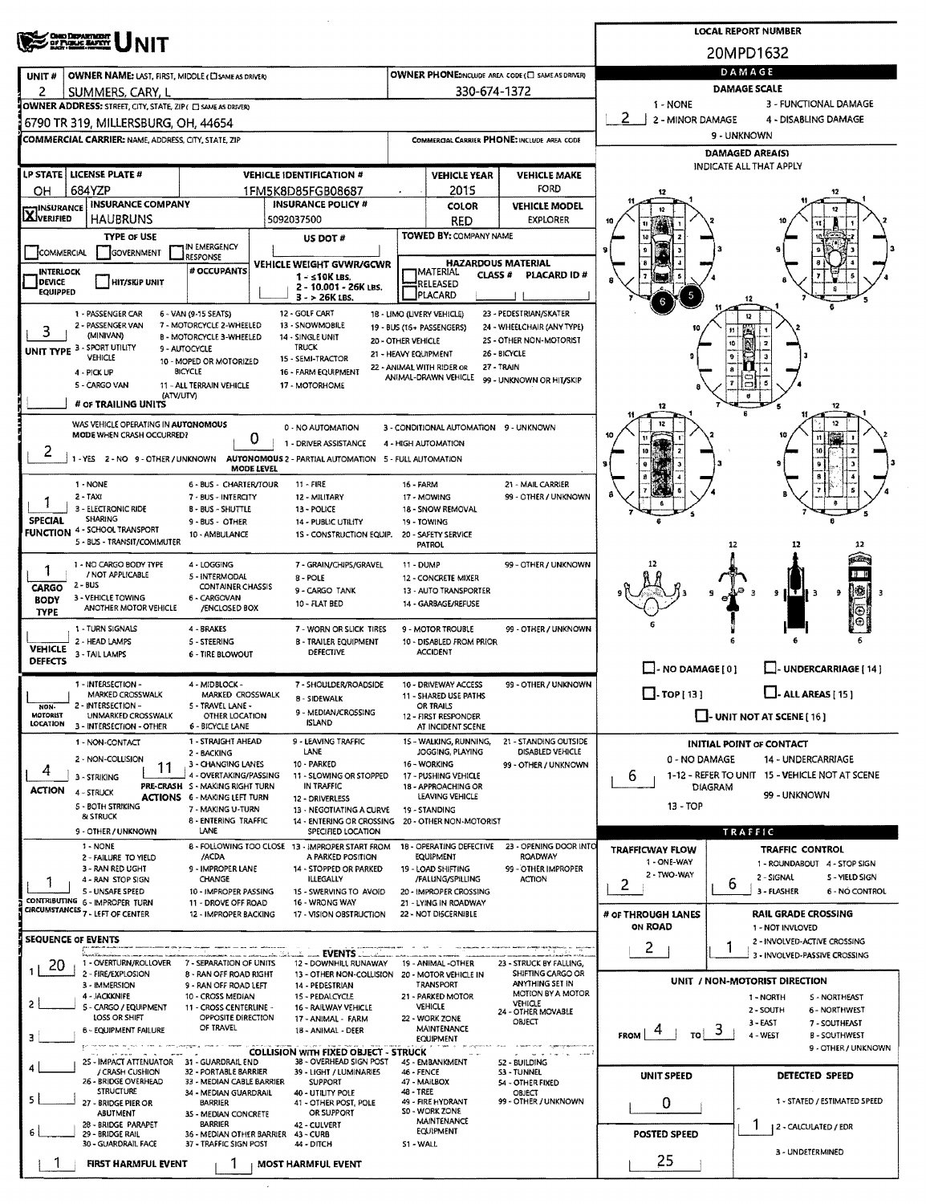# UNIT

**LOCAL REPORT NUMBER:** 20MPD1632

| UNIT # | OWNER NAME: LAST, FIRST, MIDDLE (☐ SAME AS DRIVER) | OWNER PHONE: INCLUDE AREA CODE (☐ SAME AS DRIVER) |
|---|---|---|
| 2 | SUMMERS, CARY, L | 330-674-1372 |

**OWNER ADDRESS:** STREET, CITY, STATE, ZIP (☐ SAME AS DRIVER)
6790 TR 319, MILLERSBURG, OH, 44654

**COMMERCIAL CARRIER:** NAME, ADDRESS, CITY, STATE, ZIP

**COMMERCIAL CARRIER PHONE:** INCLUDE AREA CODE

| LP STATE | LICENSE PLATE # | VEHICLE IDENTIFICATION # | VEHICLE YEAR | VEHICLE MAKE |
|---|---|---|---|---|
| OH | 684YZP | 1FM5K8D85FGB08687 | 2015 | FORD |

| INSURANCE | INSURANCE COMPANY | INSURANCE POLICY # | COLOR | VEHICLE MODEL |
|---|---|---|---|---|
| X VERIFIED | HAUBRUNS | 5092037500 | RED | EXPLORER |

**TYPE OF USE:** ☐ COMMERCIAL ☐ GOVERNMENT ☐ IN EMERGENCY RESPONSE

**US DOT #:**

**TOWED BY:** COMPANY NAME

☐ INTERLOCK DEVICE EQUIPPED ☐ HIT/SKIP UNIT

**# OCCUPANTS:**

**VEHICLE WEIGHT GVWR/GCWR:** 1 - ≤10K LBS. 2 - 10,001 - 26K LBS. 3 - > 26K LBS.

**HAZARDOUS MATERIAL:** ☐ MATERIAL RELEASED ☐ PLACARD; CLASS #; PLACARD ID #

**UNIT TYPE:** 3
1 - PASSENGER CAR; 2 - PASSENGER VAN (MINIVAN); 3 - SPORT UTILITY VEHICLE; 4 - PICK UP; 5 - CARGO VAN (ATV/UTV); 6 - VAN (9-15 SEATS); 7 - MOTORCYCLE 2-WHEELED; 8 - MOTORCYCLE 3-WHEELED; 9 - AUTOCYCLE; 10 - MOPED OR MOTORIZED BICYCLE; 11 - ALL TERRAIN VEHICLE; 12 - GOLF CART; 13 - SNOWMOBILE; 14 - SINGLE UNIT TRUCK; 15 - SEMI-TRACTOR; 16 - FARM EQUIPMENT; 17 - MOTORHOME; 18 - LIMO (LIVERY VEHICLE); 19 - BUS (16+ PASSENGERS); 20 - OTHER VEHICLE; 21 - HEAVY EQUIPMENT; 22 - ANIMAL WITH RIDER OR ANIMAL-DRAWN VEHICLE; 23 - PEDESTRIAN/SKATER; 24 - WHEELCHAIR (ANY TYPE); 25 - OTHER NON-MOTORIST; 26 - BICYCLE; 27 - TRAIN; 99 - UNKNOWN OR HIT/SKIP

**# OF TRAILING UNITS:**

**WAS VEHICLE OPERATING IN AUTONOMOUS MODE WHEN CRASH OCCURRED?** 2
1 - YES 2 - NO 9 - OTHER / UNKNOWN

**AUTONOMOUS MODE LEVEL:** 0
0 - NO AUTOMATION; 1 - DRIVER ASSISTANCE; 2 - PARTIAL AUTOMATION; 3 - CONDITIONAL AUTOMATION; 4 - HIGH AUTOMATION; 5 - FULL AUTOMATION; 9 - UNKNOWN

**SPECIAL FUNCTION:** 1
1 - NONE; 2 - TAXI; 3 - ELECTRONIC RIDE SHARING; 4 - SCHOOL TRANSPORT; 5 - BUS - TRANSIT/COMMUTER; 6 - BUS - CHARTER/TOUR; 7 - BUS - INTERCITY; 8 - BUS - SHUTTLE; 9 - BUS - OTHER; 10 - AMBULANCE; 11 - FIRE; 12 - MILITARY; 13 - POLICE; 14 - PUBLIC UTILITY; 15 - CONSTRUCTION EQUIP.; 16 - FARM; 17 - MOWING; 18 - SNOW REMOVAL; 19 - TOWING; 20 - SAFETY SERVICE PATROL; 21 - MAIL CARRIER; 99 - OTHER / UNKNOWN

**CARGO BODY TYPE:** 1
1 - NO CARGO BODY TYPE / NOT APPLICABLE; 2 - BUS; 3 - VEHICLE TOWING ANOTHER MOTOR VEHICLE; 4 - LOGGING; 5 - INTERMODAL CONTAINER CHASSIS; 6 - CARGOVAN /ENCLOSED BOX; 7 - GRAIN/CHIPS/GRAVEL; 8 - POLE; 9 - CARGO TANK; 10 - FLAT BED; 11 - DUMP; 12 - CONCRETE MIXER; 13 - AUTO TRANSPORTER; 14 - GARBAGE/REFUSE; 99 - OTHER / UNKNOWN

**VEHICLE DEFECTS:**
1 - TURN SIGNALS; 2 - HEAD LAMPS; 3 - TAIL LAMPS; 4 - BRAKES; 5 - STEERING; 6 - TIRE BLOWOUT; 7 - WORN OR SLICK TIRES; 8 - TRAILER EQUIPMENT DEFECTIVE; 9 - MOTOR TROUBLE; 10 - DISABLED FROM PRIOR ACCIDENT; 99 - OTHER / UNKNOWN

**NON-MOTORIST LOCATION:**
1 - INTERSECTION - MARKED CROSSWALK; 2 - INTERSECTION - UNMARKED CROSSWALK; 3 - INTERSECTION - OTHER; 4 - MIDBLOCK - MARKED CROSSWALK; 5 - TRAVEL LANE - OTHER LOCATION; 6 - BICYCLE LANE; 7 - SHOULDER/ROADSIDE; 8 - SIDEWALK; 9 - MEDIAN/CROSSING ISLAND; 10 - DRIVEWAY ACCESS; 11 - SHARED USE PATHS OR TRAILS; 12 - FIRST RESPONDER AT INCIDENT SCENE; 99 - OTHER / UNKNOWN

**ACTION:** 4
1 - NON-CONTACT; 2 - NON-COLLISION; 3 - STRIKING; 4 - STRUCK; 5 - BOTH STRIKING & STRUCK; 9 - OTHER / UNKNOWN

**PRE-CRASH ACTIONS:** 11
1 - STRAIGHT AHEAD; 2 - BACKING; 3 - CHANGING LANES; 4 - OVERTAKING/PASSING; 5 - MAKING RIGHT TURN; 6 - MAKING LEFT TURN; 7 - MAKING U-TURN; 8 - ENTERING TRAFFIC LANE; 9 - LEAVING TRAFFIC LANE; 10 - PARKED; 11 - SLOWING OR STOPPED IN TRAFFIC; 12 - DRIVERLESS; 13 - NEGOTIATING A CURVE; 14 - ENTERING OR CROSSING SPECIFIED LOCATION; 15 - WALKING, RUNNING, JOGGING, PLAYING; 16 - WORKING; 17 - PUSHING VEHICLE; 18 - APPROACHING OR LEAVING VEHICLE; 19 - STANDING; 20 - OTHER NON-MOTORIST; 21 - STANDING OUTSIDE DISABLED VEHICLE; 99 - OTHER / UNKNOWN

**CONTRIBUTING CIRCUMSTANCES:** 1
1 - NONE; 2 - FAILURE TO YIELD; 3 - RAN RED LIGHT; 4 - RAN STOP SIGN; 5 - UNSAFE SPEED; 6 - IMPROPER TURN; 7 - LEFT OF CENTER; 8 - FOLLOWING TOO CLOSE /ACDA; 9 - IMPROPER LANE CHANGE; 10 - IMPROPER PASSING; 11 - DROVE OFF ROAD; 12 - IMPROPER BACKING; 13 - IMPROPER START FROM A PARKED POSITION; 14 - STOPPED OR PARKED ILLEGALLY; 15 - SWERVING TO AVOID; 16 - WRONG WAY; 17 - VISION OBSTRUCTION; 18 - OPERATING DEFECTIVE EQUIPMENT; 19 - LOAD SHIFTING /FALLING/SPILLING; 20 - IMPROPER CROSSING; 21 - LYING IN ROADWAY; 22 - NOT DISCERNIBLE; 23 - OPENING DOOR INTO ROADWAY; 99 - OTHER IMPROPER ACTION

**SEQUENCE OF EVENTS:**
1: 20
2:
3:
4:
5:
6:

**EVENTS:** 1 - OVERTURN/ROLLOVER; 2 - FIRE/EXPLOSION; 3 - IMMERSION; 4 - JACKKNIFE; 5 - CARGO / EQUIPMENT LOSS OR SHIFT; 6 - EQUIPMENT FAILURE; 7 - SEPARATION OF UNITS; 8 - RAN OFF ROAD RIGHT; 9 - RAN OFF ROAD LEFT; 10 - CROSS MEDIAN; 11 - CROSS CENTERLINE - OPPOSITE DIRECTION OF TRAVEL; 12 - DOWNHILL RUNAWAY; 13 - OTHER NON-COLLISION; 14 - PEDESTRIAN; 15 - PEDALCYCLE; 16 - RAILWAY VEHICLE; 17 - ANIMAL - FARM; 18 - ANIMAL - DEER; 19 - ANIMAL -OTHER; 20 - MOTOR VEHICLE IN TRANSPORT; 21 - PARKED MOTOR VEHICLE; 22 - WORK ZONE MAINTENANCE EQUIPMENT; 23 - STRUCK BY FALLING, SHIFTING CARGO OR ANYTHING SET IN MOTION BY A MOTOR VEHICLE; 24 - OTHER MOVABLE OBJECT

**COLLISION WITH FIXED OBJECT - STRUCK:** 25 - IMPACT ATTENUATOR / CRASH CUSHION; 26 - BRIDGE OVERHEAD STRUCTURE; 27 - BRIDGE PIER OR ABUTMENT; 28 - BRIDGE PARAPET; 29 - BRIDGE RAIL; 30 - GUARDRAIL FACE; 31 - GUARDRAIL END; 32 - PORTABLE BARRIER; 33 - MEDIAN CABLE BARRIER; 34 - MEDIAN GUARDRAIL BARRIER; 35 - MEDIAN CONCRETE BARRIER; 36 - MEDIAN OTHER BARRIER; 37 - TRAFFIC SIGN POST; 38 - OVERHEAD SIGN POST; 39 - LIGHT / LUMINARIES SUPPORT; 40 - UTILITY POLE; 41 - OTHER POST, POLE OR SUPPORT; 42 - CULVERT; 43 - CURB; 44 - DITCH; 45 - EMBANKMENT; 46 - FENCE; 47 - MAILBOX; 48 - TREE; 49 - FIRE HYDRANT; 50 - WORK ZONE MAINTENANCE EQUIPMENT; 51 - WALL; 52 - BUILDING; 53 - TUNNEL; 54 - OTHER FIXED OBJECT; 99 - OTHER / UNKNOWN

**FIRST HARMFUL EVENT:** 1 **MOST HARMFUL EVENT:** 1

## DAMAGE

**DAMAGE SCALE:** 2
1 - NONE; 2 - MINOR DAMAGE; 3 - FUNCTIONAL DAMAGE; 4 - DISABLING DAMAGE; 9 - UNKNOWN

**DAMAGED AREA(S):** INDICATE ALL THAT APPLY — 5, 6

☐ - NO DAMAGE [0] ☐ - UNDERCARRIAGE [14] ☐ - TOP [13] ☐ - ALL AREAS [15] ☐ - UNIT NOT AT SCENE [16]

**INITIAL POINT OF CONTACT:** 6
0 - NO DAMAGE; 1-12 - REFER TO UNIT DIAGRAM; 13 - TOP; 14 - UNDERCARRIAGE; 15 - VEHICLE NOT AT SCENE; 99 - UNKNOWN

## TRAFFIC

**TRAFFICWAY FLOW:** 2
1 - ONE-WAY; 2 - TWO-WAY

**TRAFFIC CONTROL:** 6
1 - ROUNDABOUT; 2 - SIGNAL; 3 - FLASHER; 4 - STOP SIGN; 5 - YIELD SIGN; 6 - NO CONTROL

**# OF THROUGH LANES ON ROAD:** 2

**RAIL GRADE CROSSING:** 1
1 - NOT INVLOVED; 2 - INVOLVED-ACTIVE CROSSING; 3 - INVOLVED-PASSIVE CROSSING

**UNIT / NON-MOTORIST DIRECTION:** FROM 4 TO 3
1 - NORTH; 2 - SOUTH; 3 - EAST; 4 - WEST; 5 - NORTHEAST; 6 - NORTHWEST; 7 - SOUTHEAST; 8 - SOUTHWEST; 9 - OTHER / UNKNOWN

**UNIT SPEED:** 0

**DETECTED SPEED:** 1
1 - STATED / ESTIMATED SPEED; 2 - CALCULATED / EDR; 3 - UNDETERMINED

**POSTED SPEED:** 25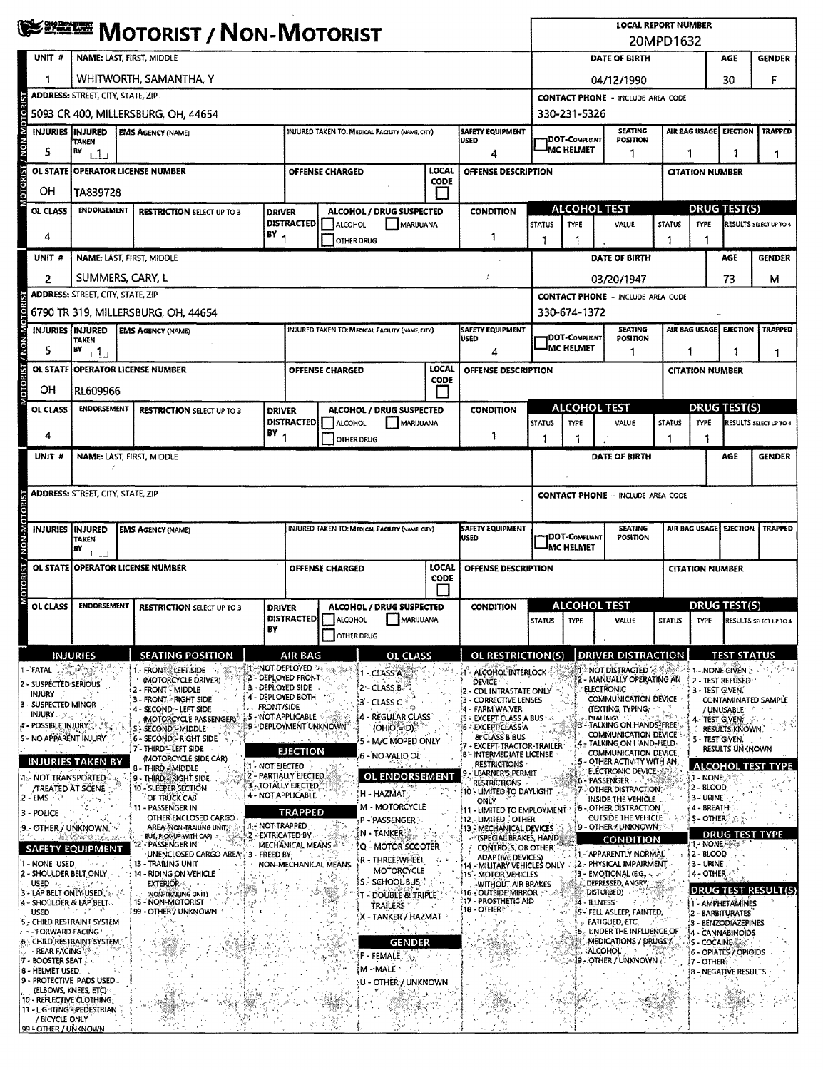# MOTORIST / NON-MOTORIST

**LOCAL REPORT NUMBER:** 20MPD1632

## Unit 1

| UNIT # | NAME: LAST, FIRST, MIDDLE | DATE OF BIRTH | AGE | GENDER |
|---|---|---|---|---|
| 1 | WHITWORTH, SAMANTHA, Y | 04/12/1990 | 30 | F |

| ADDRESS: STREET, CITY, STATE, ZIP | CONTACT PHONE - INCLUDE AREA CODE |
|---|---|
| 5093 CR 400, MILLERSBURG, OH, 44654 | 330-231-5326 |

| INJURIES | INJURED TAKEN BY | EMS AGENCY (NAME) | INJURED TAKEN TO: MEDICAL FACILITY (NAME, CITY) | SAFETY EQUIPMENT USED | DOT-COMPLIANT MC HELMET | SEATING POSITION | AIR BAG USAGE | EJECTION | TRAPPED |
|---|---|---|---|---|---|---|---|---|---|
| 5 | 1 | | | 4 | | 1 | 1 | 1 | 1 |

| OL STATE | OPERATOR LICENSE NUMBER | OFFENSE CHARGED | LOCAL CODE | OFFENSE DESCRIPTION | CITATION NUMBER |
|---|---|---|---|---|---|
| OH | TA839728 | | ☐ | | |

| OL CLASS | ENDORSEMENT | RESTRICTION SELECT UP TO 3 | DRIVER DISTRACTED BY | ALCOHOL / DRUG SUSPECTED | CONDITION | ALCOHOL TEST STATUS | ALCOHOL TEST TYPE | ALCOHOL TEST VALUE | DRUG TEST STATUS | DRUG TEST TYPE | DRUG TEST RESULTS SELECT UP TO 4 |
|---|---|---|---|---|---|---|---|---|---|---|---|
| 4 | | | 1 | ☐ ALCOHOL ☐ MARIJUANA ☐ OTHER DRUG | 1 | 1 | 1 | | 1 | 1 | |

## Unit 2

| UNIT # | NAME: LAST, FIRST, MIDDLE | DATE OF BIRTH | AGE | GENDER |
|---|---|---|---|---|
| 2 | SUMMERS, CARY, L | 03/20/1947 | 73 | M |

| ADDRESS: STREET, CITY, STATE, ZIP | CONTACT PHONE - INCLUDE AREA CODE |
|---|---|
| 6790 TR 319, MILLERSBURG, OH, 44654 | 330-674-1372 |

| INJURIES | INJURED TAKEN BY | EMS AGENCY (NAME) | INJURED TAKEN TO: MEDICAL FACILITY (NAME, CITY) | SAFETY EQUIPMENT USED | DOT-COMPLIANT MC HELMET | SEATING POSITION | AIR BAG USAGE | EJECTION | TRAPPED |
|---|---|---|---|---|---|---|---|---|---|
| 5 | 1 | | | 4 | | 1 | 1 | 1 | 1 |

| OL STATE | OPERATOR LICENSE NUMBER | OFFENSE CHARGED | LOCAL CODE | OFFENSE DESCRIPTION | CITATION NUMBER |
|---|---|---|---|---|---|
| OH | RL609966 | | ☐ | | |

| OL CLASS | ENDORSEMENT | RESTRICTION SELECT UP TO 3 | DRIVER DISTRACTED BY | ALCOHOL / DRUG SUSPECTED | CONDITION | ALCOHOL TEST STATUS | ALCOHOL TEST TYPE | ALCOHOL TEST VALUE | DRUG TEST STATUS | DRUG TEST TYPE | DRUG TEST RESULTS SELECT UP TO 4 |
|---|---|---|---|---|---|---|---|---|---|---|---|
| 4 | | | 1 | ☐ ALCOHOL ☐ MARIJUANA ☐ OTHER DRUG | 1 | 1 | 1 | | 1 | 1 | |

## Unit (blank)

| UNIT # | NAME: LAST, FIRST, MIDDLE | DATE OF BIRTH | AGE | GENDER |
|---|---|---|---|---|
| | | | | |

| ADDRESS: STREET, CITY, STATE, ZIP | CONTACT PHONE - INCLUDE AREA CODE |
|---|---|
| | |

| INJURIES | INJURED TAKEN BY | EMS AGENCY (NAME) | INJURED TAKEN TO: MEDICAL FACILITY (NAME, CITY) | SAFETY EQUIPMENT USED | DOT-COMPLIANT MC HELMET | SEATING POSITION | AIR BAG USAGE | EJECTION | TRAPPED |
|---|---|---|---|---|---|---|---|---|---|
| | | | | | | | | | |

| OL STATE | OPERATOR LICENSE NUMBER | OFFENSE CHARGED | LOCAL CODE | OFFENSE DESCRIPTION | CITATION NUMBER |
|---|---|---|---|---|---|
| | | | ☐ | | |

| OL CLASS | ENDORSEMENT | RESTRICTION SELECT UP TO 3 | DRIVER DISTRACTED BY | ALCOHOL / DRUG SUSPECTED | CONDITION | ALCOHOL TEST STATUS | ALCOHOL TEST TYPE | ALCOHOL TEST VALUE | DRUG TEST STATUS | DRUG TEST TYPE | DRUG TEST RESULTS SELECT UP TO 4 |
|---|---|---|---|---|---|---|---|---|---|---|---|
| | | | | ☐ ALCOHOL ☐ MARIJUANA ☐ OTHER DRUG | | | | | | | |

## Codes

### INJURIES
1 - FATAL
2 - SUSPECTED SERIOUS INJURY
3 - SUSPECTED MINOR INJURY
4 - POSSIBLE INJURY
5 - NO APPARENT INJURY

### INJURIES TAKEN BY
1 - NOT TRANSPORTED /TREATED AT SCENE
2 - EMS
3 - POLICE
9 - OTHER / UNKNOWN

### SAFETY EQUIPMENT
1 - NONE USED
2 - SHOULDER BELT ONLY USED
3 - LAP BELT ONLY USED
4 - SHOULDER & LAP BELT USED
5 - CHILD RESTRAINT SYSTEM - FORWARD FACING
6 - CHILD RESTRAINT SYSTEM - REAR FACING
7 - BOOSTER SEAT
8 - HELMET USED
9 - PROTECTIVE PADS USED (ELBOWS, KNEES, ETC)
10 - REFLECTIVE CLOTHING
11 - LIGHTING - PEDESTRIAN / BICYCLE ONLY
99 - OTHER / UNKNOWN

### SEATING POSITION
1 - FRONT - LEFT SIDE (MOTORCYCLE DRIVER)
2 - FRONT - MIDDLE
3 - FRONT - RIGHT SIDE
4 - SECOND - LEFT SIDE (MOTORCYCLE PASSENGER)
5 - SECOND - MIDDLE
6 - SECOND - RIGHT SIDE
7 - THIRD - LEFT SIDE (MOTORCYCLE SIDE CAR)
8 - THIRD - MIDDLE
9 - THIRD - RIGHT SIDE
10 - SLEEPER SECTION OF TRUCK CAB
11 - PASSENGER IN OTHER ENCLOSED CARGO AREA (NON-TRAILING UNIT, BUS, PICK-UP WITH CAP)
12 - PASSENGER IN UNENCLOSED CARGO AREA
13 - TRAILING UNIT
14 - RIDING ON VEHICLE EXTERIOR (NON-TRAILING UNIT)
15 - NON-MOTORIST
99 - OTHER / UNKNOWN

### AIR BAG
1 - NOT DEPLOYED
2 - DEPLOYED FRONT
3 - DEPLOYED SIDE
4 - DEPLOYED BOTH FRONT/SIDE
5 - NOT APPLICABLE
9 - DEPLOYMENT UNKNOWN

### EJECTION
1 - NOT EJECTED
2 - PARTIALLY EJECTED
3 - TOTALLY EJECTED
4 - NOT APPLICABLE

### TRAPPED
1 - NOT TRAPPED
2 - EXTRICATED BY MECHANICAL MEANS
3 - FREED BY NON-MECHANICAL MEANS

### OL CLASS
1 - CLASS A
2 - CLASS B
3 - CLASS C
4 - REGULAR CLASS (OHIO = D)
5 - M/C MOPED ONLY
6 - NO VALID OL

### OL ENDORSEMENT
H - HAZMAT
M - MOTORCYCLE
P - PASSENGER
N - TANKER
Q - MOTOR SCOOTER
R - THREE-WHEEL MOTORCYCLE
S - SCHOOL BUS
T - DOUBLE & TRIPLE TRAILERS
X - TANKER / HAZMAT

### GENDER
F - FEMALE
M - MALE
U - OTHER / UNKNOWN

### OL RESTRICTION(S)
1 - ALCOHOL INTERLOCK DEVICE
2 - CDL INTRASTATE ONLY
3 - CORRECTIVE LENSES
4 - FARM WAIVER
5 - EXCEPT CLASS A BUS
6 - EXCEPT CLASS A & CLASS B BUS
7 - EXCEPT TRACTOR-TRAILER
8 - INTERMEDIATE LICENSE RESTRICTIONS
9 - LEARNER'S PERMIT RESTRICTIONS
10 - LIMITED TO DAYLIGHT ONLY
11 - LIMITED TO EMPLOYMENT
12 - LIMITED - OTHER
13 - MECHANICAL DEVICES (SPECIAL BRAKES, HAND CONTROLS, OR OTHER ADAPTIVE DEVICES)
14 - MILITARY VEHICLES ONLY
15 - MOTOR VEHICLES WITHOUT AIR BRAKES
16 - OUTSIDE MIRROR
17 - PROSTHETIC AID
18 - OTHER

### DRIVER DISTRACTION
1 - NOT DISTRACTED
2 - MANUALLY OPERATING AN ELECTRONIC COMMUNICATION DEVICE (TEXTING, TYPING, DIALING)
3 - TALKING ON HANDS-FREE COMMUNICATION DEVICE
4 - TALKING ON HAND-HELD COMMUNICATION DEVICE
5 - OTHER ACTIVITY WITH AN ELECTRONIC DEVICE
6 - PASSENGER
7 - OTHER DISTRACTION INSIDE THE VEHICLE
8 - OTHER DISTRACTION OUTSIDE THE VEHICLE
9 - OTHER / UNKNOWN

### CONDITION
1 - APPARENTLY NORMAL
2 - PHYSICAL IMPAIRMENT
3 - EMOTIONAL (E.G., DEPRESSED, ANGRY, DISTURBED)
4 - ILLNESS
5 - FELL ASLEEP, FAINTED, FATIGUED, ETC.
6 - UNDER THE INFLUENCE OF MEDICATIONS / DRUGS / ALCOHOL
9 - OTHER / UNKNOWN

### TEST STATUS
1 - NONE GIVEN
2 - TEST REFUSED
3 - TEST GIVEN, CONTAMINATED SAMPLE / UNUSABLE
4 - TEST GIVEN, RESULTS KNOWN
5 - TEST GIVEN, RESULTS UNKNOWN

### ALCOHOL TEST TYPE
1 - NONE
2 - BLOOD
3 - URINE
4 - BREATH
5 - OTHER

### DRUG TEST TYPE
1 - NONE
2 - BLOOD
3 - URINE
4 - OTHER

### DRUG TEST RESULT(S)
1 - AMPHETAMINES
2 - BARBITURATES
3 - BENZODIAZEPINES
4 - CANNABINOIDS
5 - COCAINE
6 - OPIATES / OPIOIDS
7 - OTHER
8 - NEGATIVE RESULTS